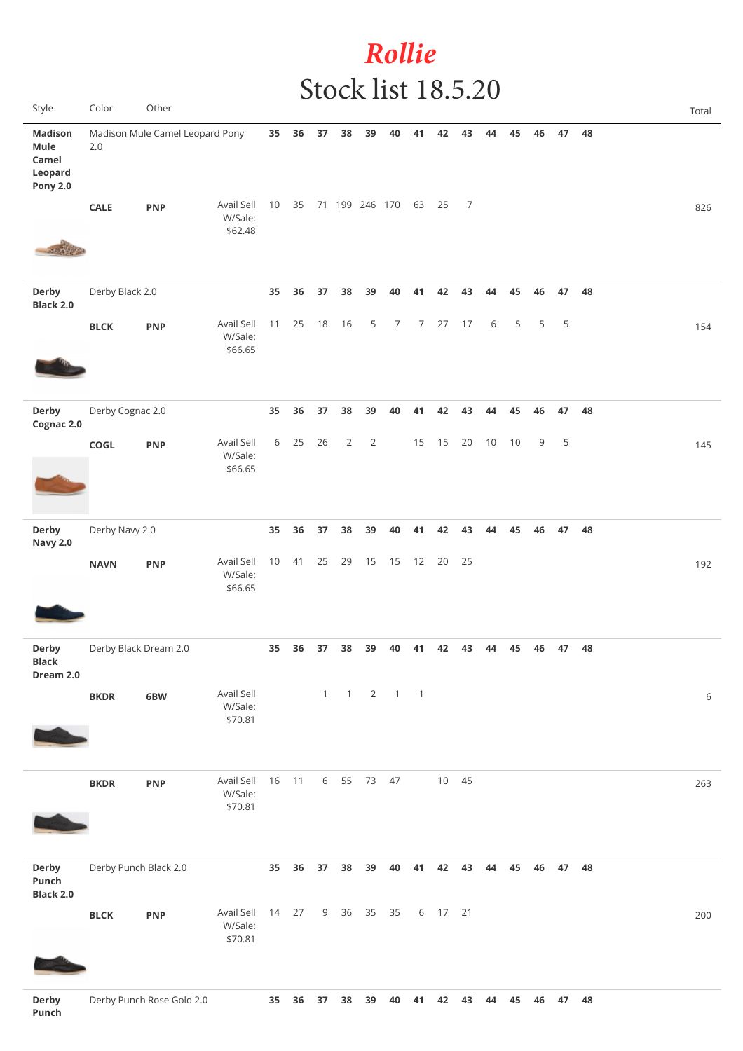# *Rollie*

# Stock list 18.5.20

| Style | Color | Other | | 35 | 36 | 37 | 38 | 39 | 40 | 41 | 42 | 43 | 44 | 45 | 46 | 47 | 48 | Total |
|---|---|---|---|---|---|---|---|---|---|---|---|---|---|---|---|---|---|---|
| **Madison Mule Camel Leopard Pony 2.0** | Madison Mule Camel Leopard Pony 2.0 | | | **35** | **36** | **37** | **38** | **39** | **40** | **41** | **42** | **43** | **44** | **45** | **46** | **47** | **48** | |
| | **CALE** | **PNP** | Avail Sell W/Sale: $62.48 | 10 | 35 | 71 | 199 | 246 | 170 | 63 | 25 | 7 | | | | | | 826 |
| **Derby Black 2.0** | Derby Black 2.0 | | | **35** | **36** | **37** | **38** | **39** | **40** | **41** | **42** | **43** | **44** | **45** | **46** | **47** | **48** | |
| | **BLCK** | **PNP** | Avail Sell W/Sale: $66.65 | 11 | 25 | 18 | 16 | 5 | 7 | 7 | 27 | 17 | 6 | 5 | 5 | 5 | | 154 |
| **Derby Cognac 2.0** | Derby Cognac 2.0 | | | **35** | **36** | **37** | **38** | **39** | **40** | **41** | **42** | **43** | **44** | **45** | **46** | **47** | **48** | |
| | **COGL** | **PNP** | Avail Sell W/Sale: $66.65 | 6 | 25 | 26 | 2 | 2 | | 15 | 15 | 20 | 10 | 10 | 9 | 5 | | 145 |
| **Derby Navy 2.0** | Derby Navy 2.0 | | | **35** | **36** | **37** | **38** | **39** | **40** | **41** | **42** | **43** | **44** | **45** | **46** | **47** | **48** | |
| | **NAVN** | **PNP** | Avail Sell W/Sale: $66.65 | 10 | 41 | 25 | 29 | 15 | 15 | 12 | 20 | 25 | | | | | | 192 |
| **Derby Black Dream 2.0** | Derby Black Dream 2.0 | | | **35** | **36** | **37** | **38** | **39** | **40** | **41** | **42** | **43** | **44** | **45** | **46** | **47** | **48** | |
| | **BKDR** | **6BW** | Avail Sell W/Sale: $70.81 | | | 1 | 1 | 2 | 1 | 1 | | | | | | | | 6 |
| | **BKDR** | **PNP** | Avail Sell W/Sale: $70.81 | 16 | 11 | 6 | 55 | 73 | 47 | | 10 | 45 | | | | | | 263 |
| **Derby Punch Black 2.0** | Derby Punch Black 2.0 | | | **35** | **36** | **37** | **38** | **39** | **40** | **41** | **42** | **43** | **44** | **45** | **46** | **47** | **48** | |
| | **BLCK** | **PNP** | Avail Sell W/Sale: $70.81 | 14 | 27 | 9 | 36 | 35 | 35 | 6 | 17 | 21 | | | | | | 200 |
| **Derby Punch** | Derby Punch Rose Gold 2.0 | | | **35** | **36** | **37** | **38** | **39** | **40** | **41** | **42** | **43** | **44** | **45** | **46** | **47** | **48** | |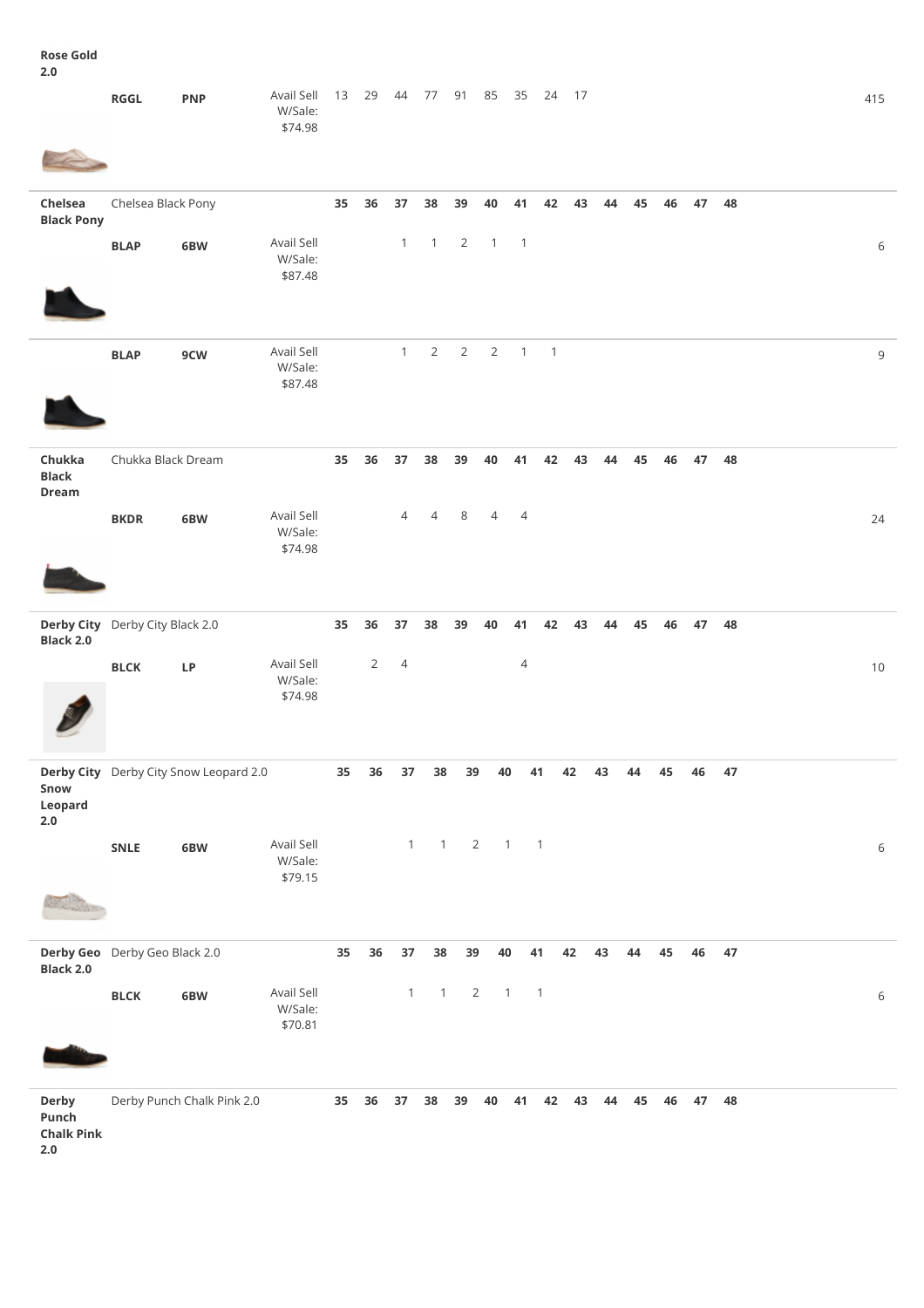| Style | Code | Fit | Price | 35 | 36 | 37 | 38 | 39 | 40 | 41 | 42 | 43 | 44 | 45 | 46 | 47 | 48 | Total |
|---|---|---|---|---|---|---|---|---|---|---|---|---|---|---|---|---|---|---|
| **Rose Gold 2.0** | | | | | | | | | | | | | | | | | | |
| | **RGGL** | **PNP** | Avail Sell W/Sale: $74.98 | 13 | 29 | 44 | 77 | 91 | 85 | 35 | 24 | 17 | | | | | | 415 |
| **Chelsea Black Pony** | Chelsea Black Pony | | | **35** | **36** | **37** | **38** | **39** | **40** | **41** | **42** | **43** | **44** | **45** | **46** | **47** | **48** | |
| | **BLAP** | **6BW** | Avail Sell W/Sale: $87.48 | | | 1 | 1 | 2 | 1 | 1 | | | | | | | | 6 |
| | **BLAP** | **9CW** | Avail Sell W/Sale: $87.48 | | | 1 | 2 | 2 | 2 | 1 | 1 | | | | | | | 9 |
| **Chukka Black Dream** | Chukka Black Dream | | | **35** | **36** | **37** | **38** | **39** | **40** | **41** | **42** | **43** | **44** | **45** | **46** | **47** | **48** | |
| | **BKDR** | **6BW** | Avail Sell W/Sale: $74.98 | | | 4 | 4 | 8 | 4 | 4 | | | | | | | | 24 |
| **Derby City Black 2.0** | Derby City Black 2.0 | | | **35** | **36** | **37** | **38** | **39** | **40** | **41** | **42** | **43** | **44** | **45** | **46** | **47** | **48** | |
| | **BLCK** | **LP** | Avail Sell W/Sale: $74.98 | | 2 | 4 | | | | 4 | | | | | | | | 10 |
| **Derby City Snow Leopard 2.0** | Derby City Snow Leopard 2.0 | | | **35** | **36** | **37** | **38** | **39** | **40** | **41** | **42** | **43** | **44** | **45** | **46** | **47** | | |
| | **SNLE** | **6BW** | Avail Sell W/Sale: $79.15 | | | 1 | 1 | 2 | 1 | 1 | | | | | | | | 6 |
| **Derby Geo Black 2.0** | Derby Geo Black 2.0 | | | **35** | **36** | **37** | **38** | **39** | **40** | **41** | **42** | **43** | **44** | **45** | **46** | **47** | | |
| | **BLCK** | **6BW** | Avail Sell W/Sale: $70.81 | | | 1 | 1 | 2 | 1 | 1 | | | | | | | | 6 |
| **Derby Punch Chalk Pink 2.0** | Derby Punch Chalk Pink 2.0 | | | **35** | **36** | **37** | **38** | **39** | **40** | **41** | **42** | **43** | **44** | **45** | **46** | **47** | **48** | |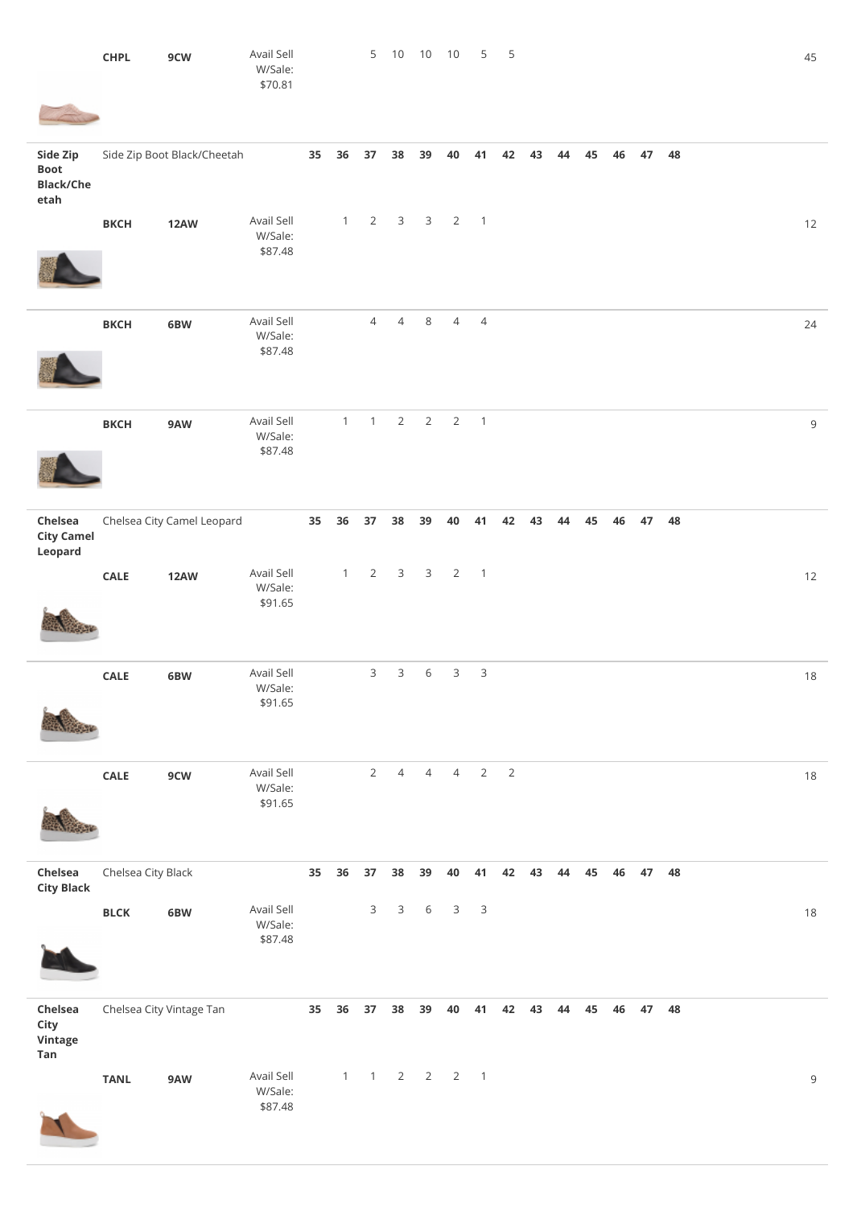| Style | Colour | Pack | Price | 35 | 36 | 37 | 38 | 39 | 40 | 41 | 42 | 43 | 44 | 45 | 46 | 47 | 48 | Total |
|---|---|---|---|---|---|---|---|---|---|---|---|---|---|---|---|---|---|---|
| | **CHPL** | **9CW** | Avail Sell W/Sale: $70.81 | | | 5 | 10 | 10 | 10 | 5 | 5 | | | | | | | 45 |
| **Side Zip Boot Black/Cheetah** | Side Zip Boot Black/Cheetah | | | **35** | **36** | **37** | **38** | **39** | **40** | **41** | **42** | **43** | **44** | **45** | **46** | **47** | **48** | |
| | **BKCH** | **12AW** | Avail Sell W/Sale: $87.48 | | 1 | 2 | 3 | 3 | 2 | 1 | | | | | | | | 12 |
| | **BKCH** | **6BW** | Avail Sell W/Sale: $87.48 | | | 4 | 4 | 8 | 4 | 4 | | | | | | | | 24 |
| | **BKCH** | **9AW** | Avail Sell W/Sale: $87.48 | | 1 | 1 | 2 | 2 | 2 | 1 | | | | | | | | 9 |
| **Chelsea City Camel Leopard** | Chelsea City Camel Leopard | | | **35** | **36** | **37** | **38** | **39** | **40** | **41** | **42** | **43** | **44** | **45** | **46** | **47** | **48** | |
| | **CALE** | **12AW** | Avail Sell W/Sale: $91.65 | | 1 | 2 | 3 | 3 | 2 | 1 | | | | | | | | 12 |
| | **CALE** | **6BW** | Avail Sell W/Sale: $91.65 | | | 3 | 3 | 6 | 3 | 3 | | | | | | | | 18 |
| | **CALE** | **9CW** | Avail Sell W/Sale: $91.65 | | | 2 | 4 | 4 | 4 | 2 | 2 | | | | | | | 18 |
| **Chelsea City Black** | Chelsea City Black | | | **35** | **36** | **37** | **38** | **39** | **40** | **41** | **42** | **43** | **44** | **45** | **46** | **47** | **48** | |
| | **BLCK** | **6BW** | Avail Sell W/Sale: $87.48 | | | 3 | 3 | 6 | 3 | 3 | | | | | | | | 18 |
| **Chelsea City Vintage Tan** | Chelsea City Vintage Tan | | | **35** | **36** | **37** | **38** | **39** | **40** | **41** | **42** | **43** | **44** | **45** | **46** | **47** | **48** | |
| | **TANL** | **9AW** | Avail Sell W/Sale: $87.48 | | 1 | 1 | 2 | 2 | 2 | 1 | | | | | | | | 9 |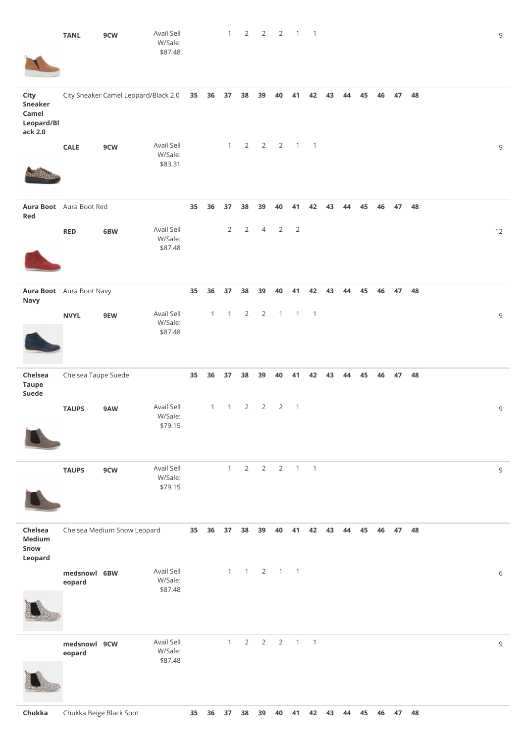| | | | | | | | | | | | | | | | | | | |
|---|---|---|---|---|---|---|---|---|---|---|---|---|---|---|---|---|---|---|
| | **TANL** | **9CW** | Avail Sell W/Sale: $87.48 | | | 1 | 2 | 2 | 2 | 1 | 1 | | | | | | | 9 |
| **City Sneaker Camel Leopard/Black 2.0** | City Sneaker Camel Leopard/Black 2.0 | | | **35** | **36** | **37** | **38** | **39** | **40** | **41** | **42** | **43** | **44** | **45** | **46** | **47** | **48** | |
| | **CALE** | **9CW** | Avail Sell W/Sale: $83.31 | | | 1 | 2 | 2 | 2 | 1 | 1 | | | | | | | 9 |
| **Aura Boot Red** | Aura Boot Red | | | **35** | **36** | **37** | **38** | **39** | **40** | **41** | **42** | **43** | **44** | **45** | **46** | **47** | **48** | |
| | **RED** | **6BW** | Avail Sell W/Sale: $87.48 | | | 2 | 2 | 4 | 2 | 2 | | | | | | | | 12 |
| **Aura Boot Navy** | Aura Boot Navy | | | **35** | **36** | **37** | **38** | **39** | **40** | **41** | **42** | **43** | **44** | **45** | **46** | **47** | **48** | |
| | **NVYL** | **9EW** | Avail Sell W/Sale: $87.48 | | 1 | 1 | 2 | 2 | 1 | 1 | 1 | | | | | | | 9 |
| **Chelsea Taupe Suede** | Chelsea Taupe Suede | | | **35** | **36** | **37** | **38** | **39** | **40** | **41** | **42** | **43** | **44** | **45** | **46** | **47** | **48** | |
| | **TAUPS** | **9AW** | Avail Sell W/Sale: $79.15 | | 1 | 1 | 2 | 2 | 2 | 1 | | | | | | | | 9 |
| | **TAUPS** | **9CW** | Avail Sell W/Sale: $79.15 | | | 1 | 2 | 2 | 2 | 1 | 1 | | | | | | | 9 |
| **Chelsea Medium Snow Leopard** | Chelsea Medium Snow Leopard | | | **35** | **36** | **37** | **38** | **39** | **40** | **41** | **42** | **43** | **44** | **45** | **46** | **47** | **48** | |
| | **medsnowleopard** | **6BW** | Avail Sell W/Sale: $87.48 | | | 1 | 1 | 2 | 1 | 1 | | | | | | | | 6 |
| | **medsnowleopard** | **9CW** | Avail Sell W/Sale: $87.48 | | | 1 | 2 | 2 | 2 | 1 | 1 | | | | | | | 9 |
| **Chukka** | Chukka Beige Black Spot | | | **35** | **36** | **37** | **38** | **39** | **40** | **41** | **42** | **43** | **44** | **45** | **46** | **47** | **48** | |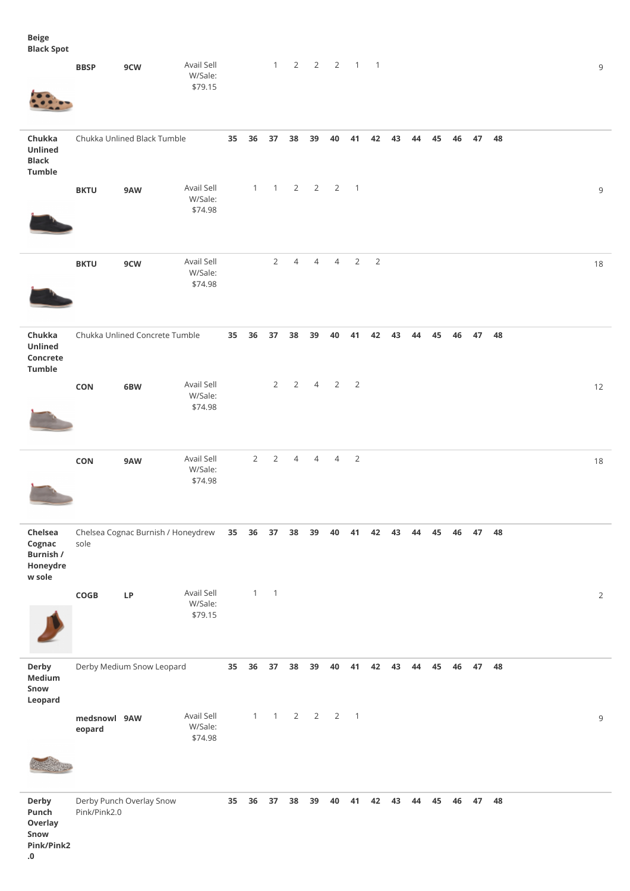| Style | Code | Pack | Price | 35 | 36 | 37 | 38 | 39 | 40 | 41 | 42 | 43 | 44 | 45 | 46 | 47 | 48 | Total |
|---|---|---|---|---|---|---|---|---|---|---|---|---|---|---|---|---|---|---|
| **Beige Black Spot** | | | | | | | | | | | | | | | | | | |
| | **BBSP** | **9CW** | Avail Sell W/Sale: $79.15 | | | 1 | 2 | 2 | 2 | 1 | 1 | | | | | | | 9 |
| **Chukka Unlined Black Tumble** | Chukka Unlined Black Tumble | | | **35** | **36** | **37** | **38** | **39** | **40** | **41** | **42** | **43** | **44** | **45** | **46** | **47** | **48** | |
| | **BKTU** | **9AW** | Avail Sell W/Sale: $74.98 | | 1 | 1 | 2 | 2 | 2 | 1 | | | | | | | | 9 |
| | **BKTU** | **9CW** | Avail Sell W/Sale: $74.98 | | | 2 | 4 | 4 | 4 | 2 | 2 | | | | | | | 18 |
| **Chukka Unlined Concrete Tumble** | Chukka Unlined Concrete Tumble | | | **35** | **36** | **37** | **38** | **39** | **40** | **41** | **42** | **43** | **44** | **45** | **46** | **47** | **48** | |
| | **CON** | **6BW** | Avail Sell W/Sale: $74.98 | | | 2 | 2 | 4 | 2 | 2 | | | | | | | | 12 |
| | **CON** | **9AW** | Avail Sell W/Sale: $74.98 | | 2 | 2 | 4 | 4 | 4 | 2 | | | | | | | | 18 |
| **Chelsea Cognac Burnish / Honeydrew sole** | Chelsea Cognac Burnish / Honeydrew sole | | | **35** | **36** | **37** | **38** | **39** | **40** | **41** | **42** | **43** | **44** | **45** | **46** | **47** | **48** | |
| | **COGB** | **LP** | Avail Sell W/Sale: $79.15 | | 1 | 1 | | | | | | | | | | | | 2 |
| **Derby Medium Snow Leopard** | Derby Medium Snow Leopard | | | **35** | **36** | **37** | **38** | **39** | **40** | **41** | **42** | **43** | **44** | **45** | **46** | **47** | **48** | |
| | **medsnowleopard** | **9AW** | Avail Sell W/Sale: $74.98 | | 1 | 1 | 2 | 2 | 2 | 1 | | | | | | | | 9 |
| **Derby Punch Overlay Snow Pink/Pink2.0** | Derby Punch Overlay Snow Pink/Pink2.0 | | | **35** | **36** | **37** | **38** | **39** | **40** | **41** | **42** | **43** | **44** | **45** | **46** | **47** | **48** | |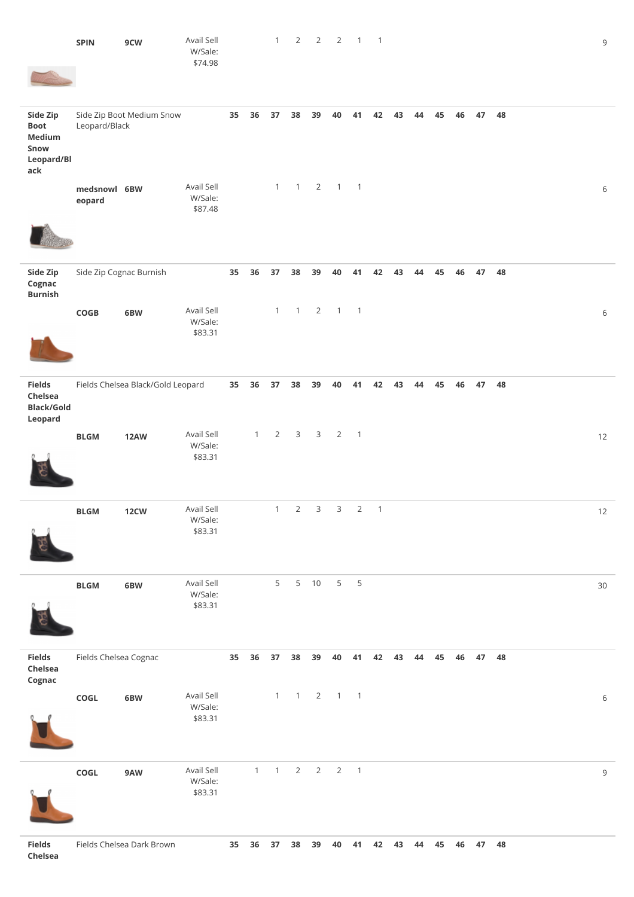| Style | Description / Code | Pack | | 35 | 36 | 37 | 38 | 39 | 40 | 41 | 42 | 43 | 44 | 45 | 46 | 47 | 48 | Total |
|---|---|---|---|---|---|---|---|---|---|---|---|---|---|---|---|---|---|---|
| | SPIN | 9CW | Avail Sell W/Sale: $74.98 | | | 1 | 2 | 2 | 2 | 1 | 1 | | | | | | | 9 |
| **Side Zip Boot Medium Snow Leopard/Black** | Side Zip Boot Medium Snow Leopard/Black | | | **35** | **36** | **37** | **38** | **39** | **40** | **41** | **42** | **43** | **44** | **45** | **46** | **47** | **48** | |
| | medsnowleopard | 6BW | Avail Sell W/Sale: $87.48 | | | 1 | 1 | 2 | 1 | 1 | | | | | | | | 6 |
| **Side Zip Cognac Burnish** | Side Zip Cognac Burnish | | | **35** | **36** | **37** | **38** | **39** | **40** | **41** | **42** | **43** | **44** | **45** | **46** | **47** | **48** | |
| | COGB | 6BW | Avail Sell W/Sale: $83.31 | | | 1 | 1 | 2 | 1 | 1 | | | | | | | | 6 |
| **Fields Chelsea Black/Gold Leopard** | Fields Chelsea Black/Gold Leopard | | | **35** | **36** | **37** | **38** | **39** | **40** | **41** | **42** | **43** | **44** | **45** | **46** | **47** | **48** | |
| | BLGM | 12AW | Avail Sell W/Sale: $83.31 | | 1 | 2 | 3 | 3 | 2 | 1 | | | | | | | | 12 |
| | BLGM | 12CW | Avail Sell W/Sale: $83.31 | | | 1 | 2 | 3 | 3 | 2 | 1 | | | | | | | 12 |
| | BLGM | 6BW | Avail Sell W/Sale: $83.31 | | | 5 | 5 | 10 | 5 | 5 | | | | | | | | 30 |
| **Fields Chelsea Cognac** | Fields Chelsea Cognac | | | **35** | **36** | **37** | **38** | **39** | **40** | **41** | **42** | **43** | **44** | **45** | **46** | **47** | **48** | |
| | COGL | 6BW | Avail Sell W/Sale: $83.31 | | | 1 | 1 | 2 | 1 | 1 | | | | | | | | 6 |
| | COGL | 9AW | Avail Sell W/Sale: $83.31 | | 1 | 1 | 2 | 2 | 2 | 1 | | | | | | | | 9 |
| **Fields Chelsea** | Fields Chelsea Dark Brown | | | **35** | **36** | **37** | **38** | **39** | **40** | **41** | **42** | **43** | **44** | **45** | **46** | **47** | **48** | |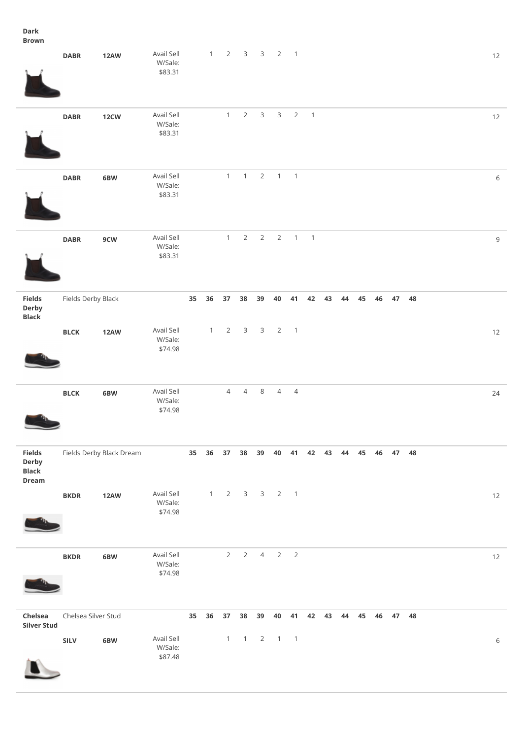| Style | Colour | Pack | Price | 35 | 36 | 37 | 38 | 39 | 40 | 41 | 42 | 43 | 44 | 45 | 46 | 47 | 48 | Total |
|---|---|---|---|---|---|---|---|---|---|---|---|---|---|---|---|---|---|---|
| **Dark Brown** | | | | | | | | | | | | | | | | | | |
| | **DABR** | **12AW** | Avail Sell W/Sale: $83.31 | | 1 | 2 | 3 | 3 | 2 | 1 | | | | | | | | 12 |
| | **DABR** | **12CW** | Avail Sell W/Sale: $83.31 | | | 1 | 2 | 3 | 3 | 2 | 1 | | | | | | | 12 |
| | **DABR** | **6BW** | Avail Sell W/Sale: $83.31 | | | 1 | 1 | 2 | 1 | 1 | | | | | | | | 6 |
| | **DABR** | **9CW** | Avail Sell W/Sale: $83.31 | | | 1 | 2 | 2 | 2 | 1 | 1 | | | | | | | 9 |
| **Fields Derby Black** | Fields Derby Black | | | **35** | **36** | **37** | **38** | **39** | **40** | **41** | **42** | **43** | **44** | **45** | **46** | **47** | **48** | |
| | **BLCK** | **12AW** | Avail Sell W/Sale: $74.98 | | 1 | 2 | 3 | 3 | 2 | 1 | | | | | | | | 12 |
| | **BLCK** | **6BW** | Avail Sell W/Sale: $74.98 | | | 4 | 4 | 8 | 4 | 4 | | | | | | | | 24 |
| **Fields Derby Black Dream** | Fields Derby Black Dream | | | **35** | **36** | **37** | **38** | **39** | **40** | **41** | **42** | **43** | **44** | **45** | **46** | **47** | **48** | |
| | **BKDR** | **12AW** | Avail Sell W/Sale: $74.98 | | 1 | 2 | 3 | 3 | 2 | 1 | | | | | | | | 12 |
| | **BKDR** | **6BW** | Avail Sell W/Sale: $74.98 | | | 2 | 2 | 4 | 2 | 2 | | | | | | | | 12 |
| **Chelsea Silver Stud** | Chelsea Silver Stud | | | **35** | **36** | **37** | **38** | **39** | **40** | **41** | **42** | **43** | **44** | **45** | **46** | **47** | **48** | |
| | **SILV** | **6BW** | Avail Sell W/Sale: $87.48 | | | 1 | 1 | 2 | 1 | 1 | | | | | | | | 6 |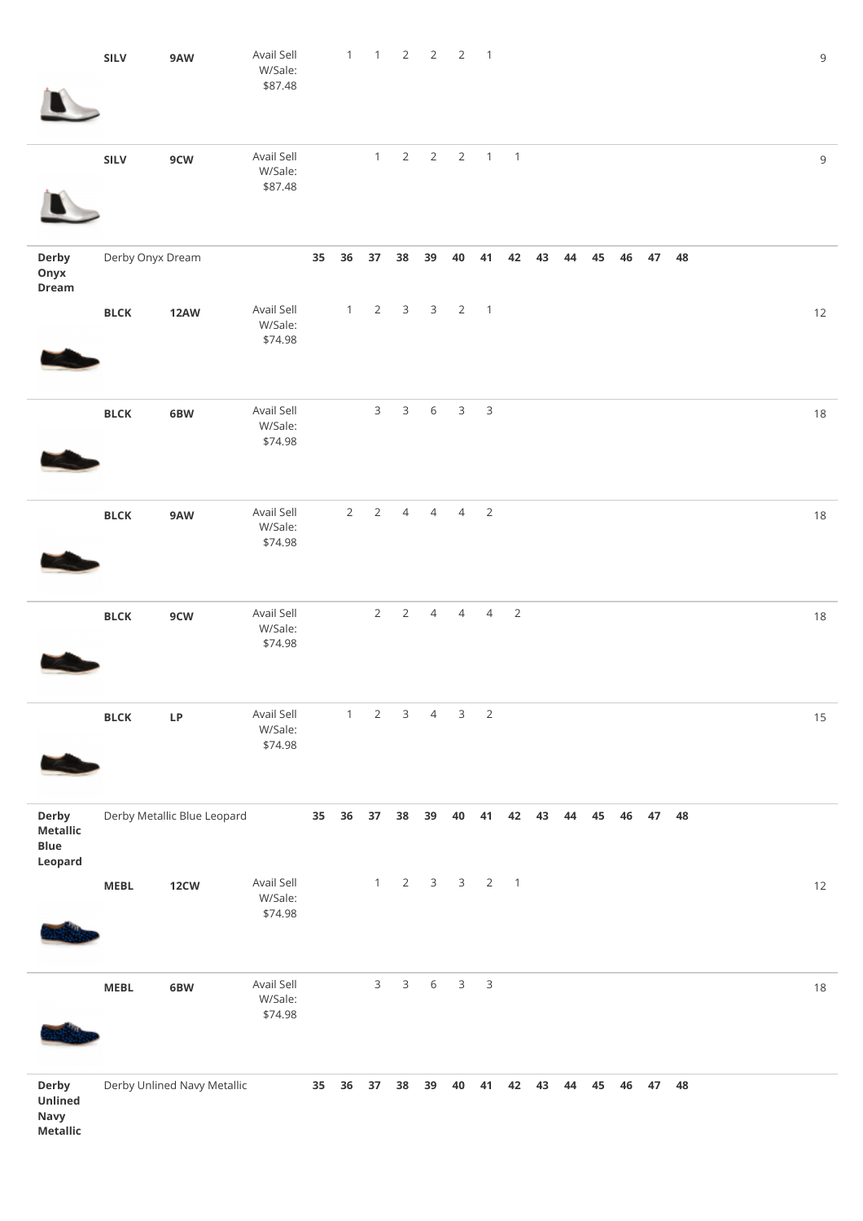| | | | | 35 | 36 | 37 | 38 | 39 | 40 | 41 | 42 | 43 | 44 | 45 | 46 | 47 | 48 | |
|---|---|---|---|---|---|---|---|---|---|---|---|---|---|---|---|---|---|---|
| | SILV | 9AW | Avail Sell W/Sale: $87.48 | | 1 | 1 | 2 | 2 | 2 | 1 | | | | | | | | 9 |
| | SILV | 9CW | Avail Sell W/Sale: $87.48 | | | 1 | 2 | 2 | 2 | 1 | 1 | | | | | | | 9 |
| **Derby Onyx Dream** | Derby Onyx Dream | | | **35** | **36** | **37** | **38** | **39** | **40** | **41** | **42** | **43** | **44** | **45** | **46** | **47** | **48** | |
| | **BLCK** | **12AW** | Avail Sell W/Sale: $74.98 | | 1 | 2 | 3 | 3 | 2 | 1 | | | | | | | | 12 |
| | **BLCK** | **6BW** | Avail Sell W/Sale: $74.98 | | | 3 | 3 | 6 | 3 | 3 | | | | | | | | 18 |
| | **BLCK** | **9AW** | Avail Sell W/Sale: $74.98 | | 2 | 2 | 4 | 4 | 4 | 2 | | | | | | | | 18 |
| | **BLCK** | **9CW** | Avail Sell W/Sale: $74.98 | | | 2 | 2 | 4 | 4 | 4 | 2 | | | | | | | 18 |
| | **BLCK** | **LP** | Avail Sell W/Sale: $74.98 | | 1 | 2 | 3 | 4 | 3 | 2 | | | | | | | | 15 |
| **Derby Metallic Blue Leopard** | Derby Metallic Blue Leopard | | | **35** | **36** | **37** | **38** | **39** | **40** | **41** | **42** | **43** | **44** | **45** | **46** | **47** | **48** | |
| | **MEBL** | **12CW** | Avail Sell W/Sale: $74.98 | | | 1 | 2 | 3 | 3 | 2 | 1 | | | | | | | 12 |
| | **MEBL** | **6BW** | Avail Sell W/Sale: $74.98 | | | 3 | 3 | 6 | 3 | 3 | | | | | | | | 18 |
| **Derby Unlined Navy Metallic** | Derby Unlined Navy Metallic | | | **35** | **36** | **37** | **38** | **39** | **40** | **41** | **42** | **43** | **44** | **45** | **46** | **47** | **48** | |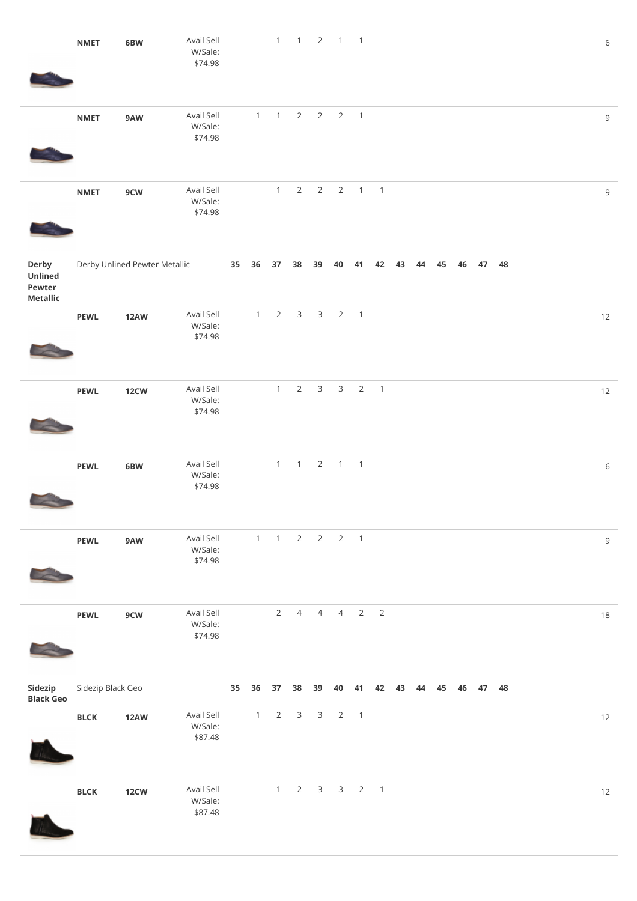| | | | | 35 | 36 | 37 | 38 | 39 | 40 | 41 | 42 | 43 | 44 | 45 | 46 | 47 | 48 | |
|---|---|---|---|---|---|---|---|---|---|---|---|---|---|---|---|---|---|---|
| | **NMET** | **6BW** | Avail Sell W/Sale: $74.98 | | | 1 | 1 | 2 | 1 | 1 | | | | | | | | 6 |
| | **NMET** | **9AW** | Avail Sell W/Sale: $74.98 | | 1 | 1 | 2 | 2 | 2 | 1 | | | | | | | | 9 |
| | **NMET** | **9CW** | Avail Sell W/Sale: $74.98 | | | 1 | 2 | 2 | 2 | 1 | 1 | | | | | | | 9 |
| **Derby Unlined Pewter Metallic** | Derby Unlined Pewter Metallic | | | **35** | **36** | **37** | **38** | **39** | **40** | **41** | **42** | **43** | **44** | **45** | **46** | **47** | **48** | |
| | **PEWL** | **12AW** | Avail Sell W/Sale: $74.98 | | 1 | 2 | 3 | 3 | 2 | 1 | | | | | | | | 12 |
| | **PEWL** | **12CW** | Avail Sell W/Sale: $74.98 | | | 1 | 2 | 3 | 3 | 2 | 1 | | | | | | | 12 |
| | **PEWL** | **6BW** | Avail Sell W/Sale: $74.98 | | | 1 | 1 | 2 | 1 | 1 | | | | | | | | 6 |
| | **PEWL** | **9AW** | Avail Sell W/Sale: $74.98 | | 1 | 1 | 2 | 2 | 2 | 1 | | | | | | | | 9 |
| | **PEWL** | **9CW** | Avail Sell W/Sale: $74.98 | | | 2 | 4 | 4 | 4 | 2 | 2 | | | | | | | 18 |
| **Sidezip Black Geo** | Sidezip Black Geo | | | **35** | **36** | **37** | **38** | **39** | **40** | **41** | **42** | **43** | **44** | **45** | **46** | **47** | **48** | |
| | **BLCK** | **12AW** | Avail Sell W/Sale: $87.48 | | 1 | 2 | 3 | 3 | 2 | 1 | | | | | | | | 12 |
| | **BLCK** | **12CW** | Avail Sell W/Sale: $87.48 | | | 1 | 2 | 3 | 3 | 2 | 1 | | | | | | | 12 |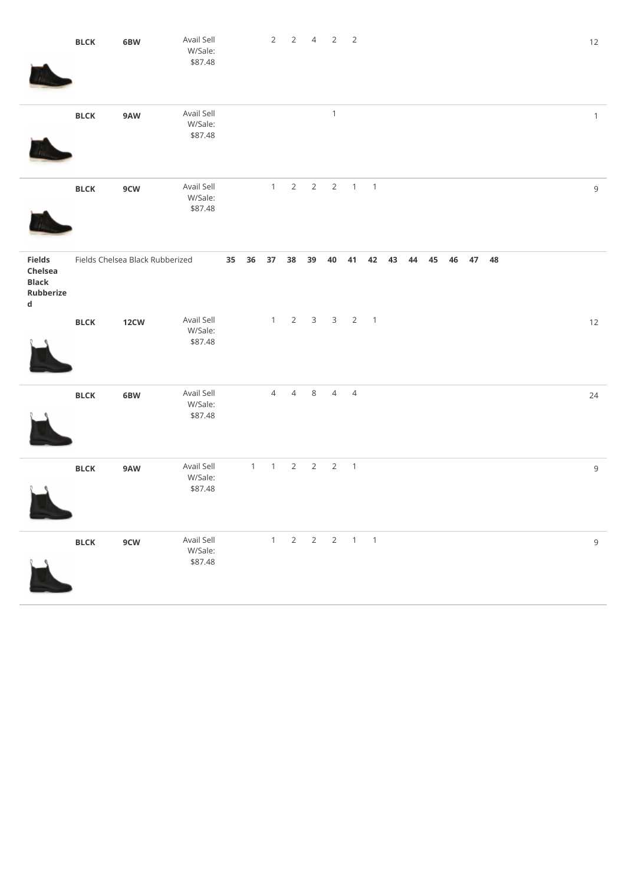| | | | | | | | | | | | | | | | | | | |
|---|---|---|---|---|---|---|---|---|---|---|---|---|---|---|---|---|---|---|
| | **BLCK** | **6BW** | Avail Sell W/Sale: $87.48 | | | 2 | 2 | 4 | 2 | 2 | | | | | | | | 12 |
| | **BLCK** | **9AW** | Avail Sell W/Sale: $87.48 | | | | | | 1 | | | | | | | | | 1 |
| | **BLCK** | **9CW** | Avail Sell W/Sale: $87.48 | | | 1 | 2 | 2 | 2 | 1 | 1 | | | | | | | 9 |
| **Fields Chelsea Black Rubberized** | Fields Chelsea Black Rubberized | | | **35** | **36** | **37** | **38** | **39** | **40** | **41** | **42** | **43** | **44** | **45** | **46** | **47** | **48** | |
| | **BLCK** | **12CW** | Avail Sell W/Sale: $87.48 | | | 1 | 2 | 3 | 3 | 2 | 1 | | | | | | | 12 |
| | **BLCK** | **6BW** | Avail Sell W/Sale: $87.48 | | | 4 | 4 | 8 | 4 | 4 | | | | | | | | 24 |
| | **BLCK** | **9AW** | Avail Sell W/Sale: $87.48 | | 1 | 1 | 2 | 2 | 2 | 1 | | | | | | | | 9 |
| | **BLCK** | **9CW** | Avail Sell W/Sale: $87.48 | | | 1 | 2 | 2 | 2 | 1 | 1 | | | | | | | 9 |